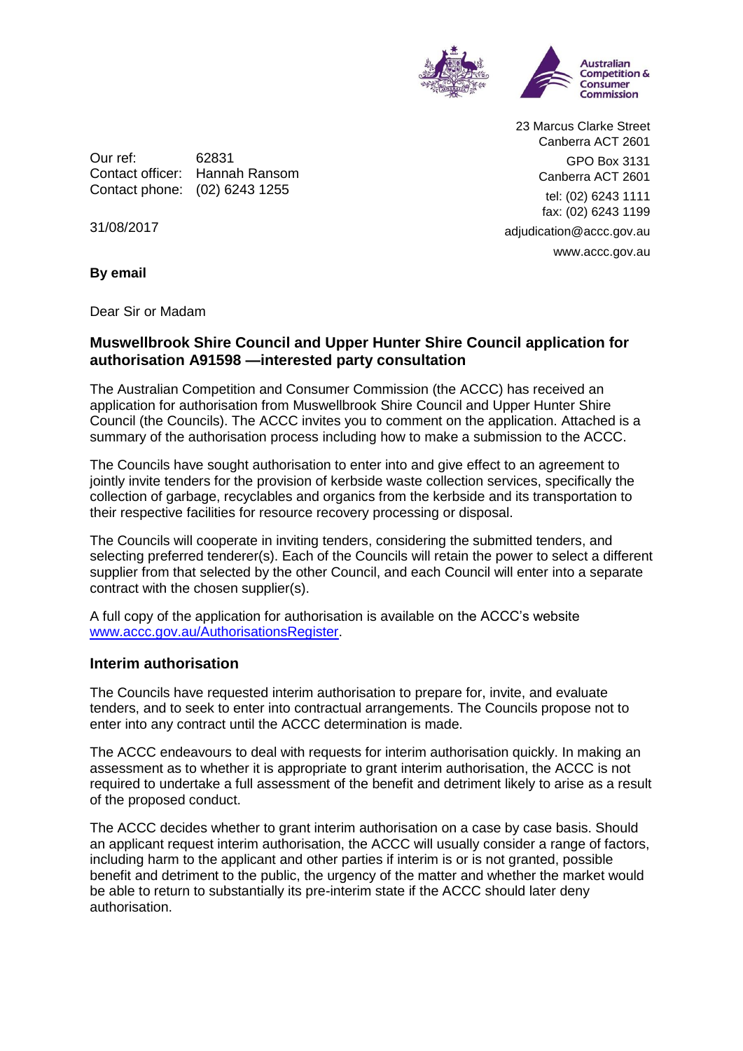23 Marcus Clarke Street
Canberra ACT 2601

GPO Box 3131
Canberra ACT 2601

tel: (02) 6243 1111
fax: (02) 6243 1199

adjudication@accc.gov.au

www.accc.gov.au

Our ref: 62831
Contact officer: Hannah Ransom
Contact phone: (02) 6243 1255

31/08/2017

**By email**

Dear Sir or Madam

## Muswellbrook Shire Council and Upper Hunter Shire Council application for authorisation A91598 —interested party consultation

The Australian Competition and Consumer Commission (the ACCC) has received an application for authorisation from Muswellbrook Shire Council and Upper Hunter Shire Council (the Councils). The ACCC invites you to comment on the application. Attached is a summary of the authorisation process including how to make a submission to the ACCC.

The Councils have sought authorisation to enter into and give effect to an agreement to jointly invite tenders for the provision of kerbside waste collection services, specifically the collection of garbage, recyclables and organics from the kerbside and its transportation to their respective facilities for resource recovery processing or disposal.

The Councils will cooperate in inviting tenders, considering the submitted tenders, and selecting preferred tenderer(s). Each of the Councils will retain the power to select a different supplier from that selected by the other Council, and each Council will enter into a separate contract with the chosen supplier(s).

A full copy of the application for authorisation is available on the ACCC's website [www.accc.gov.au/AuthorisationsRegister](www.accc.gov.au/AuthorisationsRegister).

## Interim authorisation

The Councils have requested interim authorisation to prepare for, invite, and evaluate tenders, and to seek to enter into contractual arrangements. The Councils propose not to enter into any contract until the ACCC determination is made.

The ACCC endeavours to deal with requests for interim authorisation quickly. In making an assessment as to whether it is appropriate to grant interim authorisation, the ACCC is not required to undertake a full assessment of the benefit and detriment likely to arise as a result of the proposed conduct.

The ACCC decides whether to grant interim authorisation on a case by case basis. Should an applicant request interim authorisation, the ACCC will usually consider a range of factors, including harm to the applicant and other parties if interim is or is not granted, possible benefit and detriment to the public, the urgency of the matter and whether the market would be able to return to substantially its pre-interim state if the ACCC should later deny authorisation.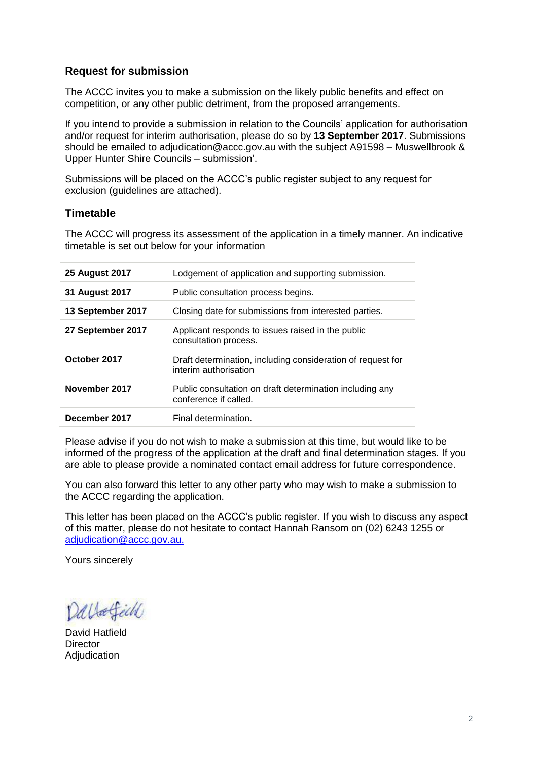## Request for submission

The ACCC invites you to make a submission on the likely public benefits and effect on competition, or any other public detriment, from the proposed arrangements.

If you intend to provide a submission in relation to the Councils' application for authorisation and/or request for interim authorisation, please do so by **13 September 2017**. Submissions should be emailed to adjudication@accc.gov.au with the subject A91598 – Muswellbrook & Upper Hunter Shire Councils – submission'.

Submissions will be placed on the ACCC's public register subject to any request for exclusion (guidelines are attached).

## Timetable

The ACCC will progress its assessment of the application in a timely manner. An indicative timetable is set out below for your information

| | |
|---|---|
| **25 August 2017** | Lodgement of application and supporting submission. |
| **31 August 2017** | Public consultation process begins. |
| **13 September 2017** | Closing date for submissions from interested parties. |
| **27 September 2017** | Applicant responds to issues raised in the public consultation process. |
| **October 2017** | Draft determination, including consideration of request for interim authorisation |
| **November 2017** | Public consultation on draft determination including any conference if called. |
| **December 2017** | Final determination. |

Please advise if you do not wish to make a submission at this time, but would like to be informed of the progress of the application at the draft and final determination stages. If you are able to please provide a nominated contact email address for future correspondence.

You can also forward this letter to any other party who may wish to make a submission to the ACCC regarding the application.

This letter has been placed on the ACCC's public register. If you wish to discuss any aspect of this matter, please do not hesitate to contact Hannah Ransom on (02) 6243 1255 or adjudication@accc.gov.au.

Yours sincerely

David Hatfield
Director
Adjudication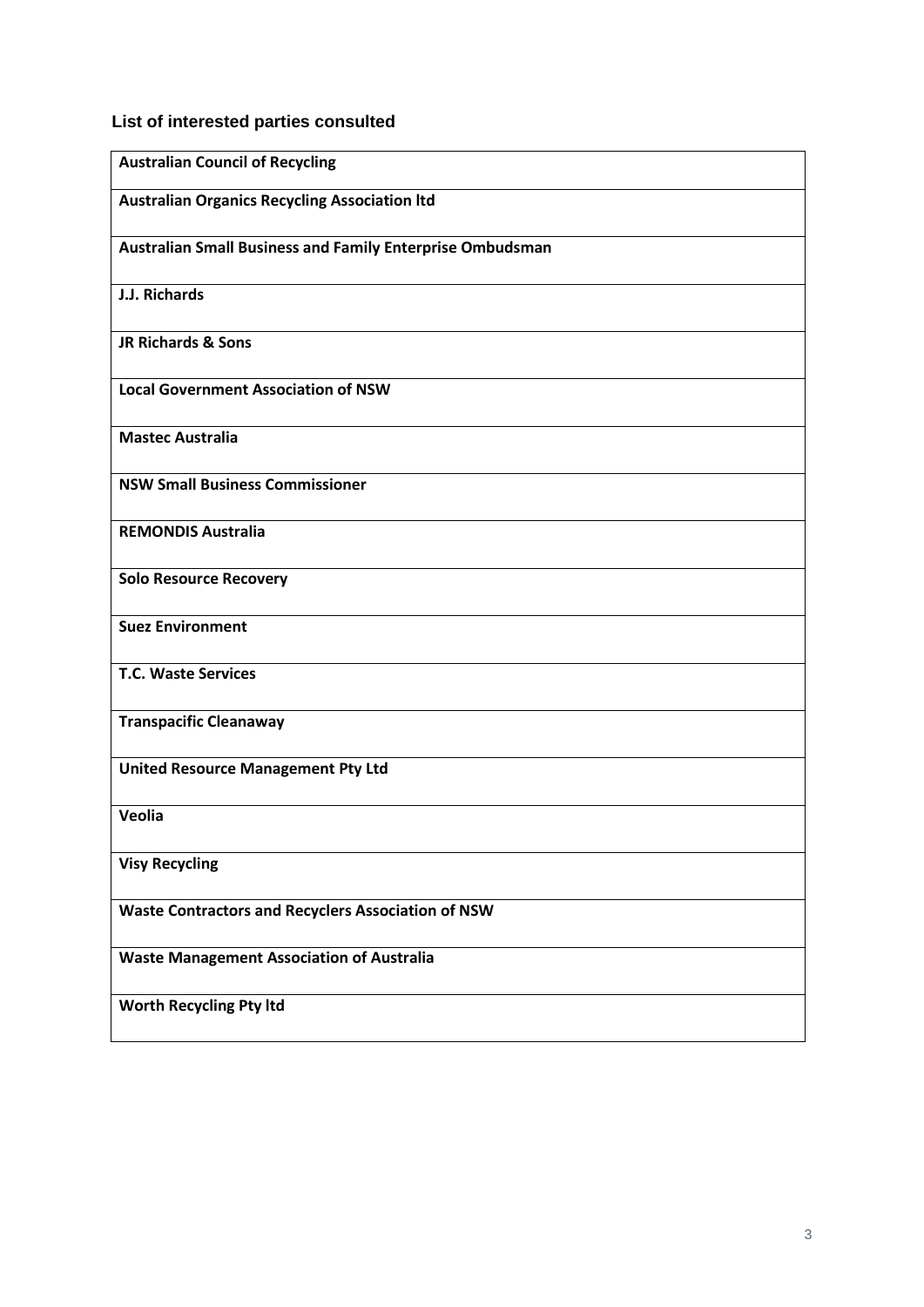## List of interested parties consulted

| |
|---|
| **Australian Council of Recycling** |
| **Australian Organics Recycling Association ltd** |
| **Australian Small Business and Family Enterprise Ombudsman** |
| **J.J. Richards** |
| **JR Richards & Sons** |
| **Local Government Association of NSW** |
| **Mastec Australia** |
| **NSW Small Business Commissioner** |
| **REMONDIS Australia** |
| **Solo Resource Recovery** |
| **Suez Environment** |
| **T.C. Waste Services** |
| **Transpacific Cleanaway** |
| **United Resource Management Pty Ltd** |
| **Veolia** |
| **Visy Recycling** |
| **Waste Contractors and Recyclers Association of NSW** |
| **Waste Management Association of Australia** |
| **Worth Recycling Pty ltd** |